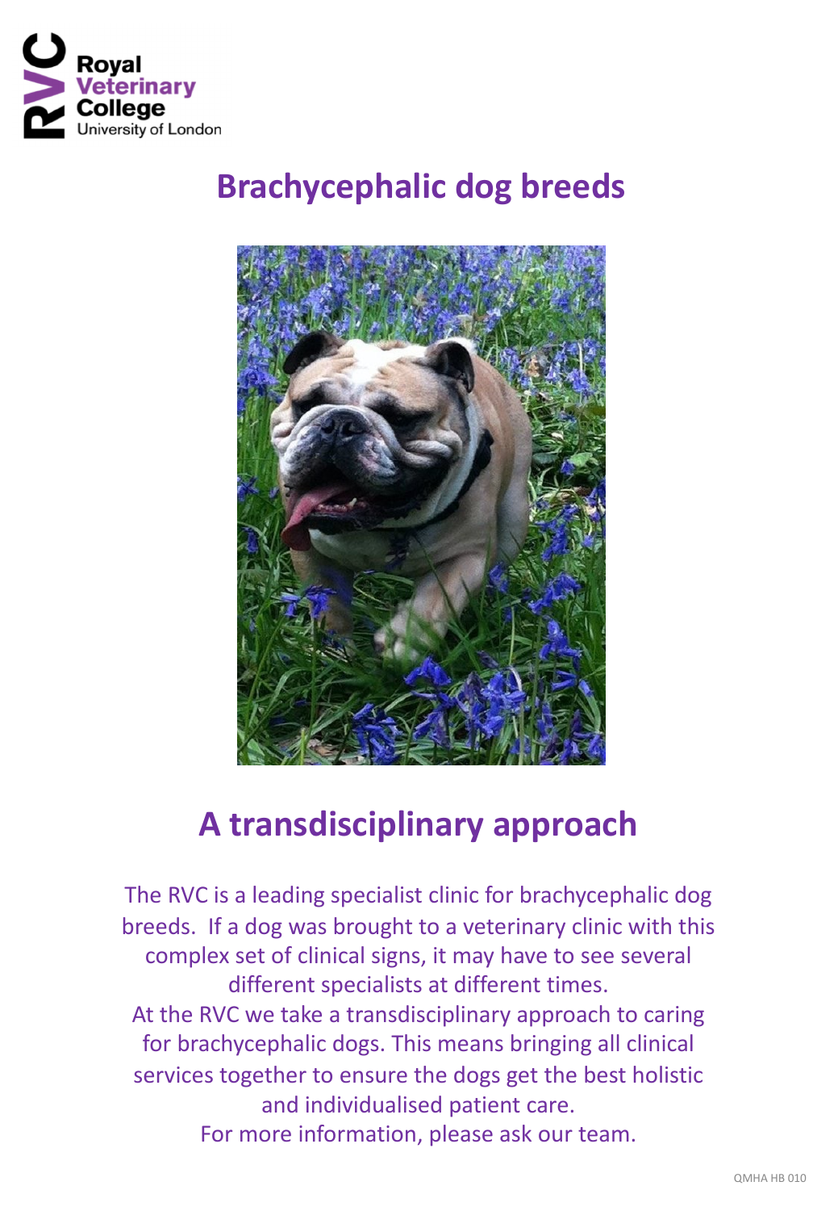Royal Veterinary College
University of London

# Brachycephalic dog breeds

## A transdisciplinary approach

The RVC is a leading specialist clinic for brachycephalic dog breeds. If a dog was brought to a veterinary clinic with this complex set of clinical signs, it may have to see several different specialists at different times.

At the RVC we take a transdisciplinary approach to caring for brachycephalic dogs. This means bringing all clinical services together to ensure the dogs get the best holistic and individualised patient care.

For more information, please ask our team.

QMHA HB 010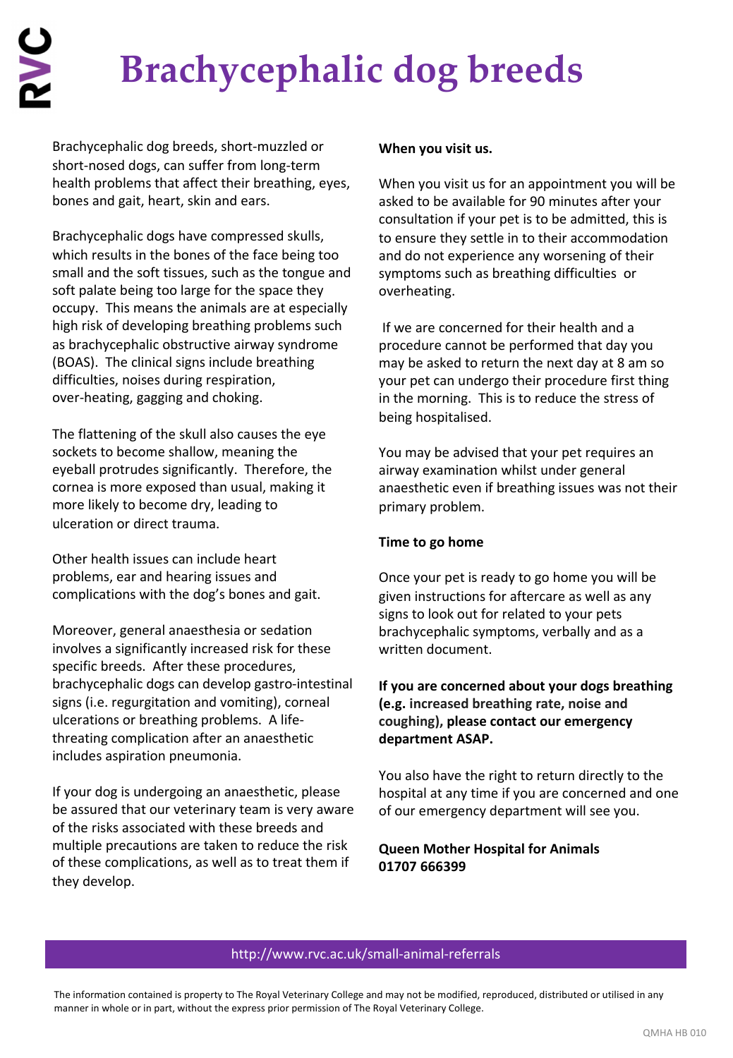# Brachycephalic dog breeds

Brachycephalic dog breeds, short-muzzled or short-nosed dogs, can suffer from long-term health problems that affect their breathing, eyes, bones and gait, heart, skin and ears.

Brachycephalic dogs have compressed skulls, which results in the bones of the face being too small and the soft tissues, such as the tongue and soft palate being too large for the space they occupy. This means the animals are at especially high risk of developing breathing problems such as brachycephalic obstructive airway syndrome (BOAS). The clinical signs include breathing difficulties, noises during respiration, over-heating, gagging and choking.

The flattening of the skull also causes the eye sockets to become shallow, meaning the eyeball protrudes significantly. Therefore, the cornea is more exposed than usual, making it more likely to become dry, leading to ulceration or direct trauma.

Other health issues can include heart problems, ear and hearing issues and complications with the dog's bones and gait.

Moreover, general anaesthesia or sedation involves a significantly increased risk for these specific breeds. After these procedures, brachycephalic dogs can develop gastro-intestinal signs (i.e. regurgitation and vomiting), corneal ulcerations or breathing problems. A life-threating complication after an anaesthetic includes aspiration pneumonia.

If your dog is undergoing an anaesthetic, please be assured that our veterinary team is very aware of the risks associated with these breeds and multiple precautions are taken to reduce the risk of these complications, as well as to treat them if they develop.

**When you visit us.**

When you visit us for an appointment you will be asked to be available for 90 minutes after your consultation if your pet is to be admitted, this is to ensure they settle in to their accommodation and do not experience any worsening of their symptoms such as breathing difficulties or overheating.

If we are concerned for their health and a procedure cannot be performed that day you may be asked to return the next day at 8 am so your pet can undergo their procedure first thing in the morning. This is to reduce the stress of being hospitalised.

You may be advised that your pet requires an airway examination whilst under general anaesthetic even if breathing issues was not their primary problem.

**Time to go home**

Once your pet is ready to go home you will be given instructions for aftercare as well as any signs to look out for related to your pets brachycephalic symptoms, verbally and as a written document.

**If you are concerned about your dogs breathing (e.g. increased breathing rate, noise and coughing), please contact our emergency department ASAP.**

You also have the right to return directly to the hospital at any time if you are concerned and one of our emergency department will see you.

**Queen Mother Hospital for Animals**
**01707 666399**

http://www.rvc.ac.uk/small-animal-referrals

The information contained is property to The Royal Veterinary College and may not be modified, reproduced, distributed or utilised in any manner in whole or in part, without the express prior permission of The Royal Veterinary College.

QMHA HB 010